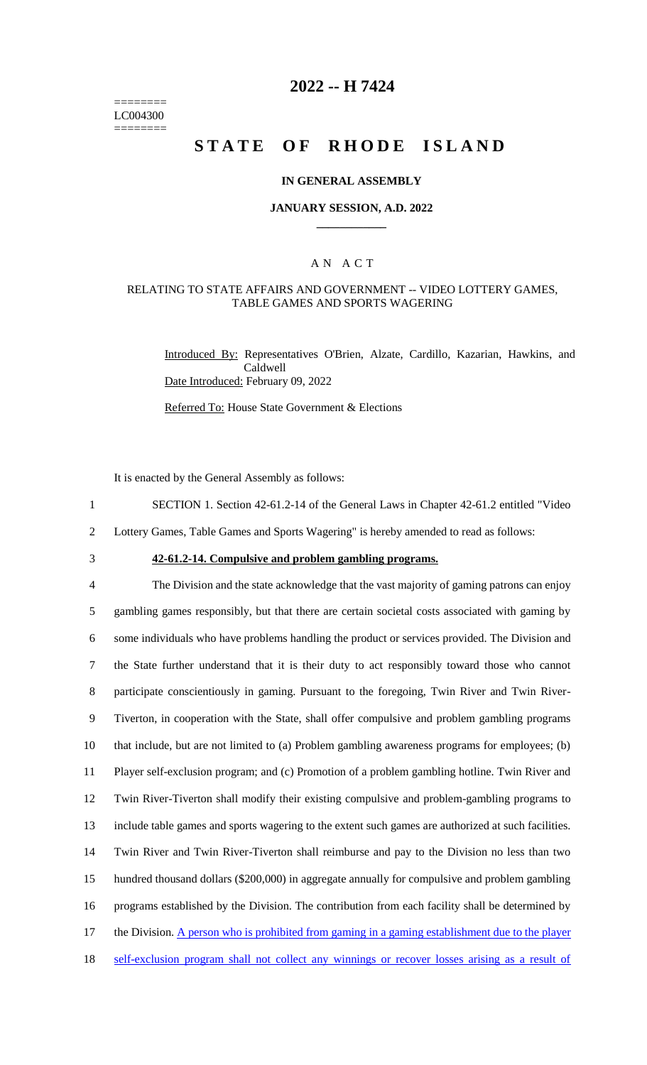========
LC004300
========

# 2022 -- H 7424

# STATE OF RHODE ISLAND

## IN GENERAL ASSEMBLY

### JANUARY SESSION, A.D. 2022

---

## A N A C T

### RELATING TO STATE AFFAIRS AND GOVERNMENT -- VIDEO LOTTERY GAMES, TABLE GAMES AND SPORTS WAGERING

Introduced By: Representatives O'Brien, Alzate, Cardillo, Kazarian, Hawkins, and Caldwell

Date Introduced: February 09, 2022

Referred To: House State Government & Elections

It is enacted by the General Assembly as follows:

1 SECTION 1. Section 42-61.2-14 of the General Laws in Chapter 42-61.2 entitled "Video
2 Lottery Games, Table Games and Sports Wagering" is hereby amended to read as follows:

3 **42-61.2-14. Compulsive and problem gambling programs.**

4 The Division and the state acknowledge that the vast majority of gaming patrons can enjoy
5 gambling games responsibly, but that there are certain societal costs associated with gaming by
6 some individuals who have problems handling the product or services provided. The Division and
7 the State further understand that it is their duty to act responsibly toward those who cannot
8 participate conscientiously in gaming. Pursuant to the foregoing, Twin River and Twin River-
9 Tiverton, in cooperation with the State, shall offer compulsive and problem gambling programs
10 that include, but are not limited to (a) Problem gambling awareness programs for employees; (b)
11 Player self-exclusion program; and (c) Promotion of a problem gambling hotline. Twin River and
12 Twin River-Tiverton shall modify their existing compulsive and problem-gambling programs to
13 include table games and sports wagering to the extent such games are authorized at such facilities.
14 Twin River and Twin River-Tiverton shall reimburse and pay to the Division no less than two
15 hundred thousand dollars ($200,000) in aggregate annually for compulsive and problem gambling
16 programs established by the Division. The contribution from each facility shall be determined by
17 the Division. <u>A person who is prohibited from gaming in a gaming establishment due to the player</u>
18 <u>self-exclusion program shall not collect any winnings or recover losses arising as a result of</u>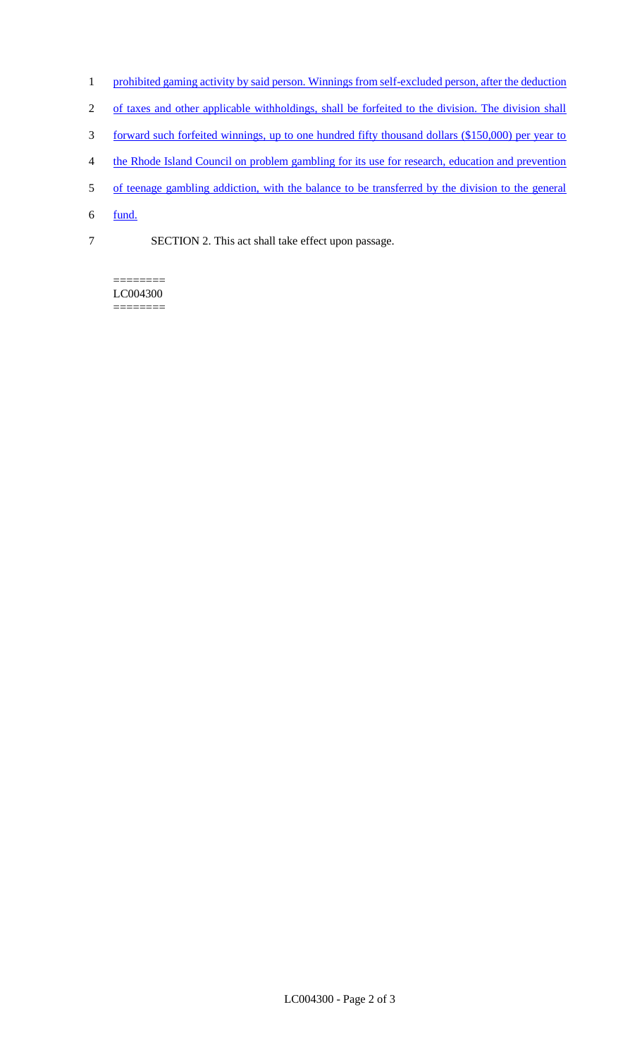prohibited gaming activity by said person. Winnings from self-excluded person, after the deduction of taxes and other applicable withholdings, shall be forfeited to the division. The division shall forward such forfeited winnings, up to one hundred fifty thousand dollars ($150,000) per year to the Rhode Island Council on problem gambling for its use for research, education and prevention of teenage gambling addiction, with the balance to be transferred by the division to the general fund.

SECTION 2. This act shall take effect upon passage.

========
LC004300
========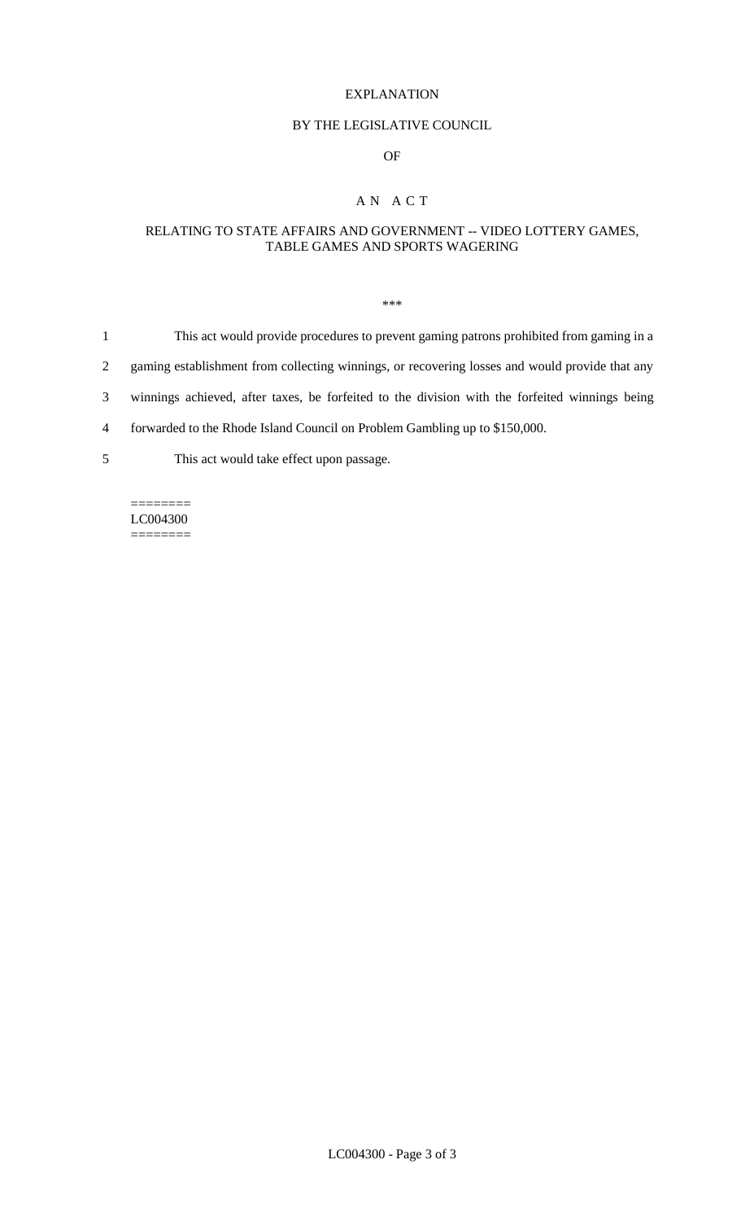EXPLANATION

BY THE LEGISLATIVE COUNCIL

OF

A N A C T

RELATING TO STATE AFFAIRS AND GOVERNMENT -- VIDEO LOTTERY GAMES, TABLE GAMES AND SPORTS WAGERING

\*\*\*

1 This act would provide procedures to prevent gaming patrons prohibited from gaming in a
2 gaming establishment from collecting winnings, or recovering losses and would provide that any
3 winnings achieved, after taxes, be forfeited to the division with the forfeited winnings being
4 forwarded to the Rhode Island Council on Problem Gambling up to $150,000.
5 This act would take effect upon passage.

========
LC004300
========